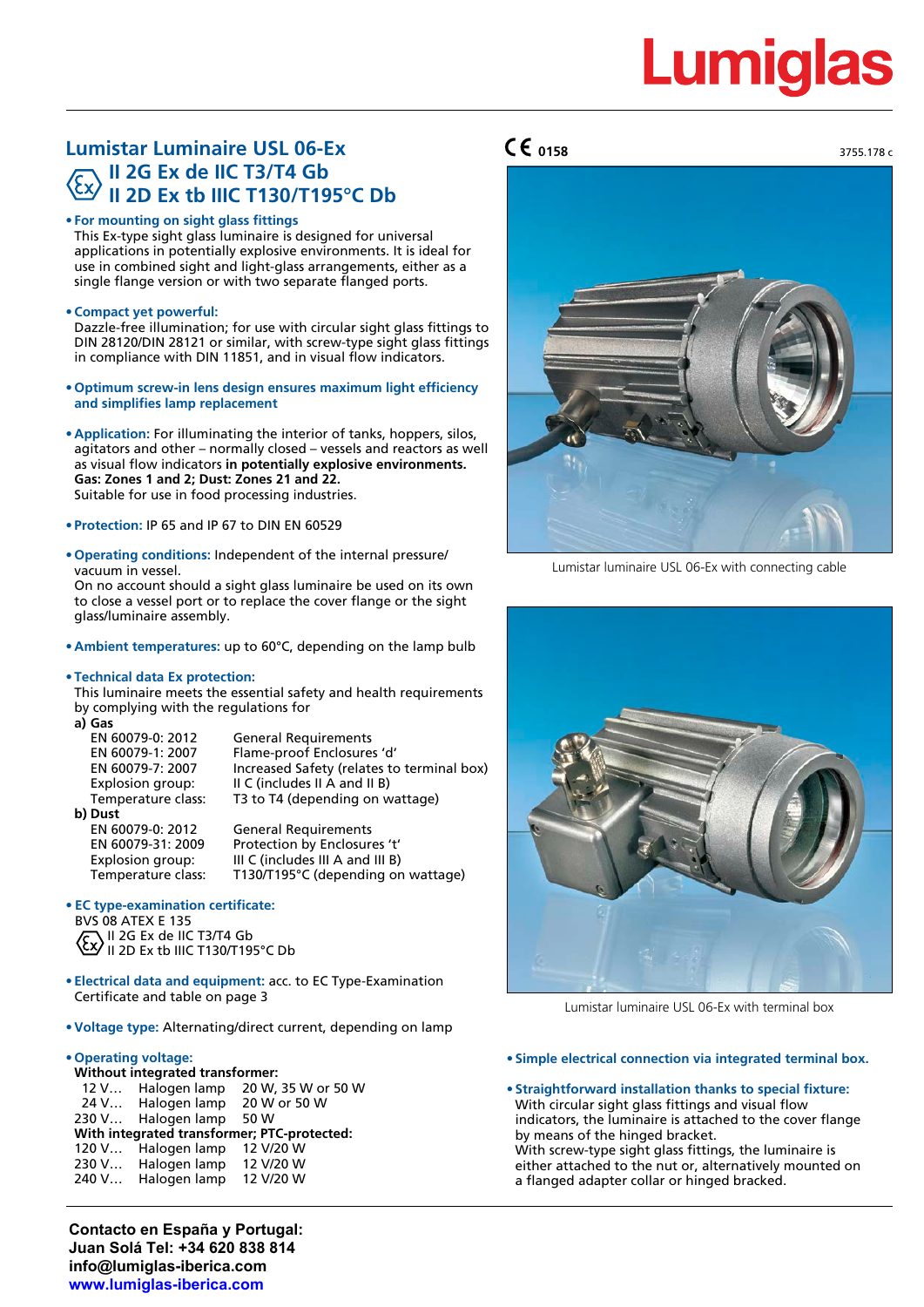# Lumiglas

## Lumistar Luminaire USL 06-Ex
## II 2G Ex de IIC T3/T4 Gb
## II 2D Ex tb IIIC T130/T195°C Db

CE 0158

3755.178 c

- **For mounting on sight glass fittings**
  This Ex-type sight glass luminaire is designed for universal applications in potentially explosive environments. It is ideal for use in combined sight and light-glass arrangements, either as a single flange version or with two separate flanged ports.

- **Compact yet powerful:**
  Dazzle-free illumination; for use with circular sight glass fittings to DIN 28120/DIN 28121 or similar, with screw-type sight glass fittings in compliance with DIN 11851, and in visual flow indicators.

- **Optimum screw-in lens design ensures maximum light efficiency and simplifies lamp replacement**

- **Application:** For illuminating the interior of tanks, hoppers, silos, agitators and other – normally closed – vessels and reactors as well as visual flow indicators **in potentially explosive environments. Gas: Zones 1 and 2; Dust: Zones 21 and 22.**
  Suitable for use in food processing industries.

- **Protection:** IP 65 and IP 67 to DIN EN 60529

- **Operating conditions:** Independent of the internal pressure/ vacuum in vessel.
  On no account should a sight glass luminaire be used on its own to close a vessel port or to replace the cover flange or the sight glass/luminaire assembly.

- **Ambient temperatures:** up to 60°C, depending on the lamp bulb

- **Technical data Ex protection:**
  This luminaire meets the essential safety and health requirements by complying with the regulations for

**a) Gas**

| | |
|---|---|
| EN 60079-0: 2012 | General Requirements |
| EN 60079-1: 2007 | Flame-proof Enclosures 'd' |
| EN 60079-7: 2007 | Increased Safety (relates to terminal box) |
| Explosion group: | II C (includes II A and II B) |
| Temperature class: | T3 to T4 (depending on wattage) |

**b) Dust**

| | |
|---|---|
| EN 60079-0: 2012 | General Requirements |
| EN 60079-31: 2009 | Protection by Enclosures 't' |
| Explosion group: | III C (includes III A and III B) |
| Temperature class: | T130/T195°C (depending on wattage) |

- **EC type-examination certificate:**
  BVS 08 ATEX E 135
  II 2G Ex de IIC T3/T4 Gb
  II 2D Ex tb IIIC T130/T195°C Db

- **Electrical data and equipment:** acc. to EC Type-Examination Certificate and table on page 3

- **Voltage type:** Alternating/direct current, depending on lamp

- **Operating voltage:**

**Without integrated transformer:**

| | | |
|---|---|---|
| 12 V… | Halogen lamp | 20 W, 35 W or 50 W |
| 24 V… | Halogen lamp | 20 W or 50 W |
| 230 V… | Halogen lamp | 50 W |

**With integrated transformer; PTC-protected:**

| | | |
|---|---|---|
| 120 V… | Halogen lamp | 12 V/20 W |
| 230 V… | Halogen lamp | 12 V/20 W |
| 240 V… | Halogen lamp | 12 V/20 W |

Lumistar luminaire USL 06-Ex with connecting cable

Lumistar luminaire USL 06-Ex with terminal box

- **Simple electrical connection via integrated terminal box.**

- **Straightforward installation thanks to special fixture:**
  With circular sight glass fittings and visual flow indicators, the luminaire is attached to the cover flange by means of the hinged bracket.
  With screw-type sight glass fittings, the luminaire is either attached to the nut or, alternatively mounted on a flanged adapter collar or hinged bracked.

**Contacto en España y Portugal:**
**Juan Solá Tel: +34 620 838 814**
**info@lumiglas-iberica.com**
**www.lumiglas-iberica.com**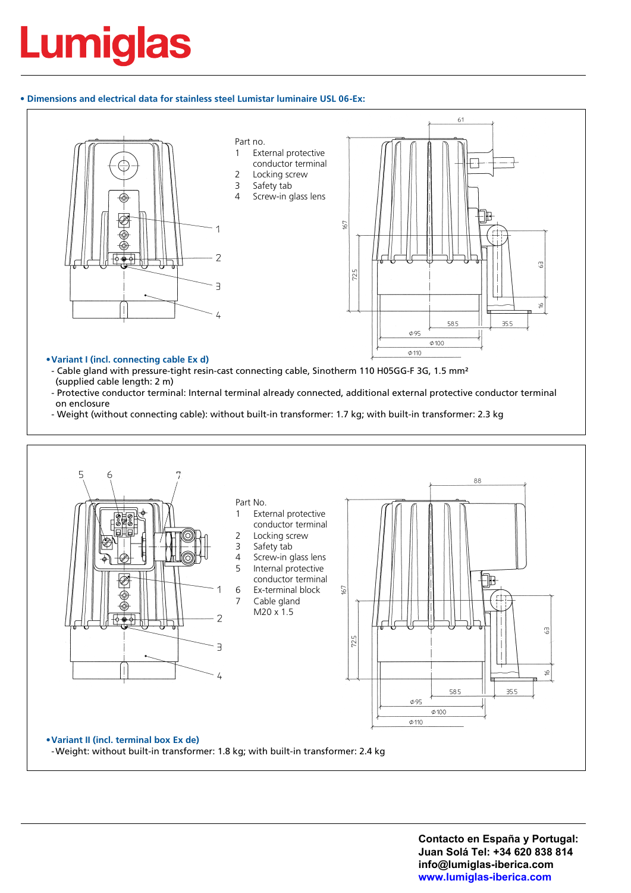# Lumiglas

**• Dimensions and electrical data for stainless steel Lumistar luminaire USL 06-Ex:**

Part no.
1 External protective conductor terminal
2 Locking screw
3 Safety tab
4 Screw-in glass lens

61

167

72.5

63

16

58.5

35.5

⌀95

⌀100

⌀110

**• Variant I (incl. connecting cable Ex d)**

- Cable gland with pressure-tight resin-cast connecting cable, Sinotherm 110 H05GG-F 3G, 1.5 mm² (supplied cable length: 2 m)
- Protective conductor terminal: Internal terminal already connected, additional external protective conductor terminal on enclosure
- Weight (without connecting cable): without built-in transformer: 1.7 kg; with built-in transformer: 2.3 kg

Part No.
1 External protective conductor terminal
2 Locking screw
3 Safety tab
4 Screw-in glass lens
5 Internal protective conductor terminal
6 Ex-terminal block
7 Cable gland M20 x 1.5

88

167

72.5

63

16

58.5

35.5

⌀95

⌀100

⌀110

**• Variant II (incl. terminal box Ex de)**

- Weight: without built-in transformer: 1.8 kg; with built-in transformer: 2.4 kg

**Contacto en España y Portugal:**
**Juan Solá Tel: +34 620 838 814**
**info@lumiglas-iberica.com**
**www.lumiglas-iberica.com**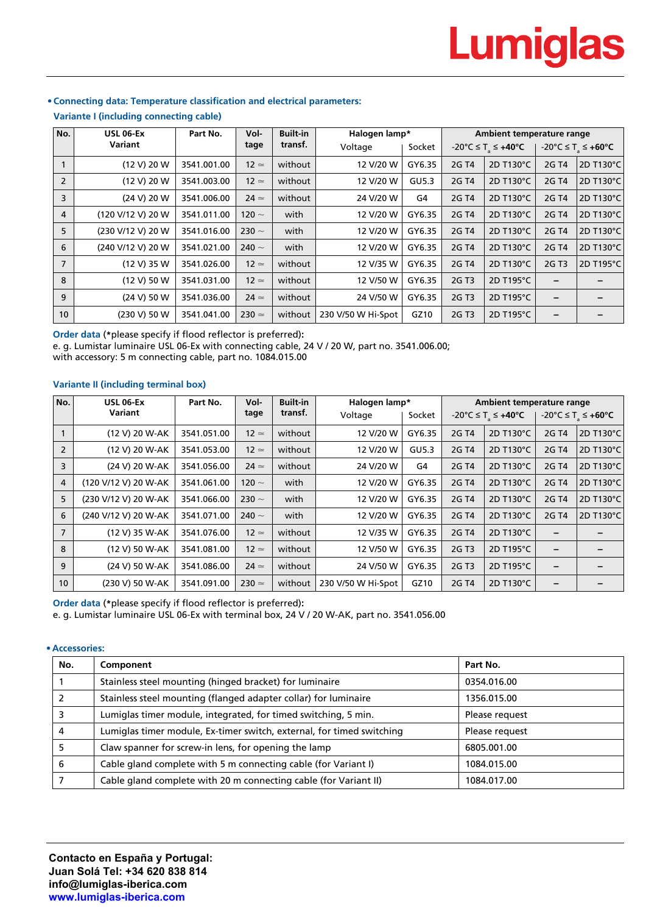# Lumiglas

## • Connecting data: Temperature classification and electrical parameters:

### Variante I (including connecting cable)

| No. | USL 06-Ex Variant | Part No. | Vol-tage | Built-in transf. | Halogen lamp* | | Ambient temperature range | | | |
|---|---|---|---|---|---|---|---|---|---|---|
| | | | | | Voltage | Socket | -20°C ≤ $T_a$ ≤ +40°C | | -20°C ≤ $T_a$ ≤ +60°C | |
| 1 | (12 V) 20 W | 3541.001.00 | 12 ≃ | without | 12 V/20 W | GY6.35 | 2G T4 | 2D T130°C | 2G T4 | 2D T130°C |
| 2 | (12 V) 20 W | 3541.003.00 | 12 ≃ | without | 12 V/20 W | GU5.3 | 2G T4 | 2D T130°C | 2G T4 | 2D T130°C |
| 3 | (24 V) 20 W | 3541.006.00 | 24 ≃ | without | 24 V/20 W | G4 | 2G T4 | 2D T130°C | 2G T4 | 2D T130°C |
| 4 | (120 V/12 V) 20 W | 3541.011.00 | 120 ~ | with | 12 V/20 W | GY6.35 | 2G T4 | 2D T130°C | 2G T4 | 2D T130°C |
| 5 | (230 V/12 V) 20 W | 3541.016.00 | 230 ~ | with | 12 V/20 W | GY6.35 | 2G T4 | 2D T130°C | 2G T4 | 2D T130°C |
| 6 | (240 V/12 V) 20 W | 3541.021.00 | 240 ~ | with | 12 V/20 W | GY6.35 | 2G T4 | 2D T130°C | 2G T4 | 2D T130°C |
| 7 | (12 V) 35 W | 3541.026.00 | 12 ≃ | without | 12 V/35 W | GY6.35 | 2G T4 | 2D T130°C | 2G T3 | 2D T195°C |
| 8 | (12 V) 50 W | 3541.031.00 | 12 ≃ | without | 12 V/50 W | GY6.35 | 2G T3 | 2D T195°C | – | – |
| 9 | (24 V) 50 W | 3541.036.00 | 24 ≃ | without | 24 V/50 W | GY6.35 | 2G T3 | 2D T195°C | – | – |
| 10 | (230 V) 50 W | 3541.041.00 | 230 ≃ | without | 230 V/50 W Hi-Spot | GZ10 | 2G T3 | 2D T195°C | – | – |

**Order data** (*please specify if flood reflector is preferred):
e. g. Lumistar luminaire USL 06-Ex with connecting cable, 24 V / 20 W, part no. 3541.006.00;
with accessory: 5 m connecting cable, part no. 1084.015.00

### Variante II (including terminal box)

| No. | USL 06-Ex Variant | Part No. | Vol-tage | Built-in transf. | Halogen lamp* | | Ambient temperature range | | | |
|---|---|---|---|---|---|---|---|---|---|---|
| | | | | | Voltage | Socket | -20°C ≤ $T_a$ ≤ +40°C | | -20°C ≤ $T_a$ ≤ +60°C | |
| 1 | (12 V) 20 W-AK | 3541.051.00 | 12 ≃ | without | 12 V/20 W | GY6.35 | 2G T4 | 2D T130°C | 2G T4 | 2D T130°C |
| 2 | (12 V) 20 W-AK | 3541.053.00 | 12 ≃ | without | 12 V/20 W | GU5.3 | 2G T4 | 2D T130°C | 2G T4 | 2D T130°C |
| 3 | (24 V) 20 W-AK | 3541.056.00 | 24 ≃ | without | 24 V/20 W | G4 | 2G T4 | 2D T130°C | 2G T4 | 2D T130°C |
| 4 | (120 V/12 V) 20 W-AK | 3541.061.00 | 120 ~ | with | 12 V/20 W | GY6.35 | 2G T4 | 2D T130°C | 2G T4 | 2D T130°C |
| 5 | (230 V/12 V) 20 W-AK | 3541.066.00 | 230 ~ | with | 12 V/20 W | GY6.35 | 2G T4 | 2D T130°C | 2G T4 | 2D T130°C |
| 6 | (240 V/12 V) 20 W-AK | 3541.071.00 | 240 ~ | with | 12 V/20 W | GY6.35 | 2G T4 | 2D T130°C | 2G T4 | 2D T130°C |
| 7 | (12 V) 35 W-AK | 3541.076.00 | 12 ≃ | without | 12 V/35 W | GY6.35 | 2G T4 | 2D T130°C | – | – |
| 8 | (12 V) 50 W-AK | 3541.081.00 | 12 ≃ | without | 12 V/50 W | GY6.35 | 2G T3 | 2D T195°C | – | – |
| 9 | (24 V) 50 W-AK | 3541.086.00 | 24 ≃ | without | 24 V/50 W | GY6.35 | 2G T3 | 2D T195°C | – | – |
| 10 | (230 V) 50 W-AK | 3541.091.00 | 230 ≃ | without | 230 V/50 W Hi-Spot | GZ10 | 2G T4 | 2D T130°C | – | – |

**Order data** (*please specify if flood reflector is preferred):
e. g. Lumistar luminaire USL 06-Ex with terminal box, 24 V / 20 W-AK, part no. 3541.056.00

## • Accessories:

| No. | Component | Part No. |
|---|---|---|
| 1 | Stainless steel mounting (hinged bracket) for luminaire | 0354.016.00 |
| 2 | Stainless steel mounting (flanged adapter collar) for luminaire | 1356.015.00 |
| 3 | Lumiglas timer module, integrated, for timed switching, 5 min. | Please request |
| 4 | Lumiglas timer module, Ex-timer switch, external, for timed switching | Please request |
| 5 | Claw spanner for screw-in lens, for opening the lamp | 6805.001.00 |
| 6 | Cable gland complete with 5 m connecting cable (for Variant I) | 1084.015.00 |
| 7 | Cable gland complete with 20 m connecting cable (for Variant II) | 1084.017.00 |

**Contacto en España y Portugal:**
**Juan Solá Tel: +34 620 838 814**
**info@lumiglas-iberica.com**
**www.lumiglas-iberica.com**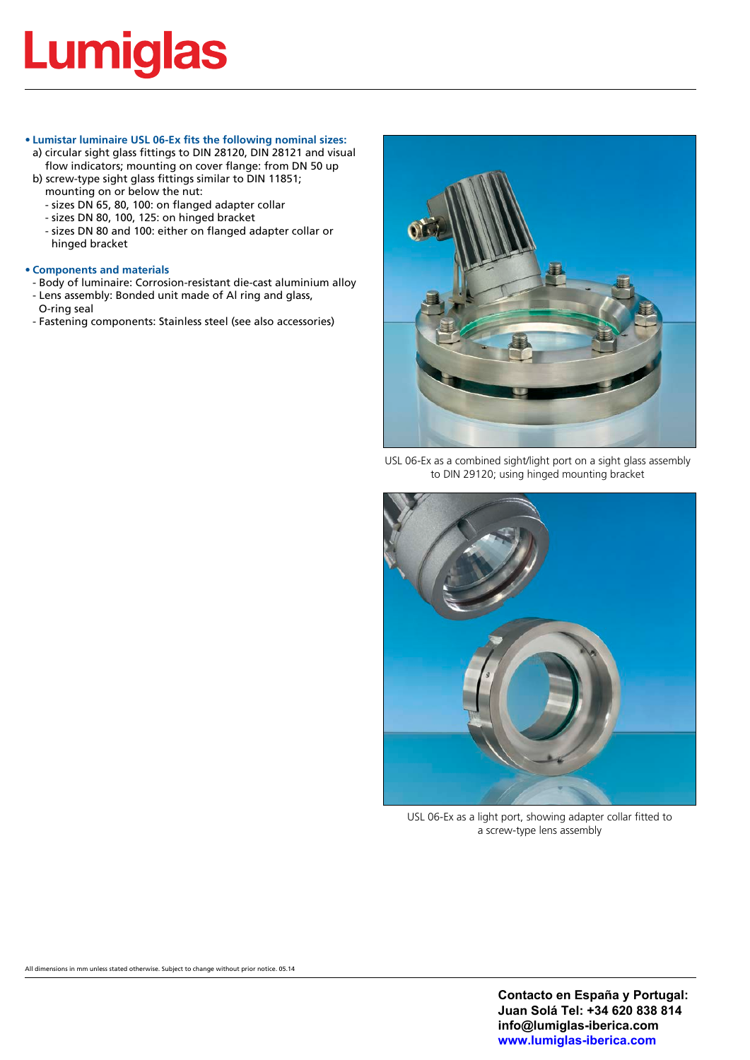# Lumiglas

**• Lumistar luminaire USL 06-Ex fits the following nominal sizes:**

a) circular sight glass fittings to DIN 28120, DIN 28121 and visual flow indicators; mounting on cover flange: from DN 50 up

b) screw-type sight glass fittings similar to DIN 11851; mounting on or below the nut:
- sizes DN 65, 80, 100: on flanged adapter collar
- sizes DN 80, 100, 125: on hinged bracket
- sizes DN 80 and 100: either on flanged adapter collar or hinged bracket

**• Components and materials**

- Body of luminaire: Corrosion-resistant die-cast aluminium alloy
- Lens assembly: Bonded unit made of Al ring and glass, O-ring seal
- Fastening components: Stainless steel (see also accessories)

USL 06-Ex as a combined sight/light port on a sight glass assembly to DIN 29120; using hinged mounting bracket

USL 06-Ex as a light port, showing adapter collar fitted to a screw-type lens assembly

All dimensions in mm unless stated otherwise. Subject to change without prior notice. 05.14

**Contacto en España y Portugal:**
**Juan Solá Tel: +34 620 838 814**
**info@lumiglas-iberica.com**
**www.lumiglas-iberica.com**